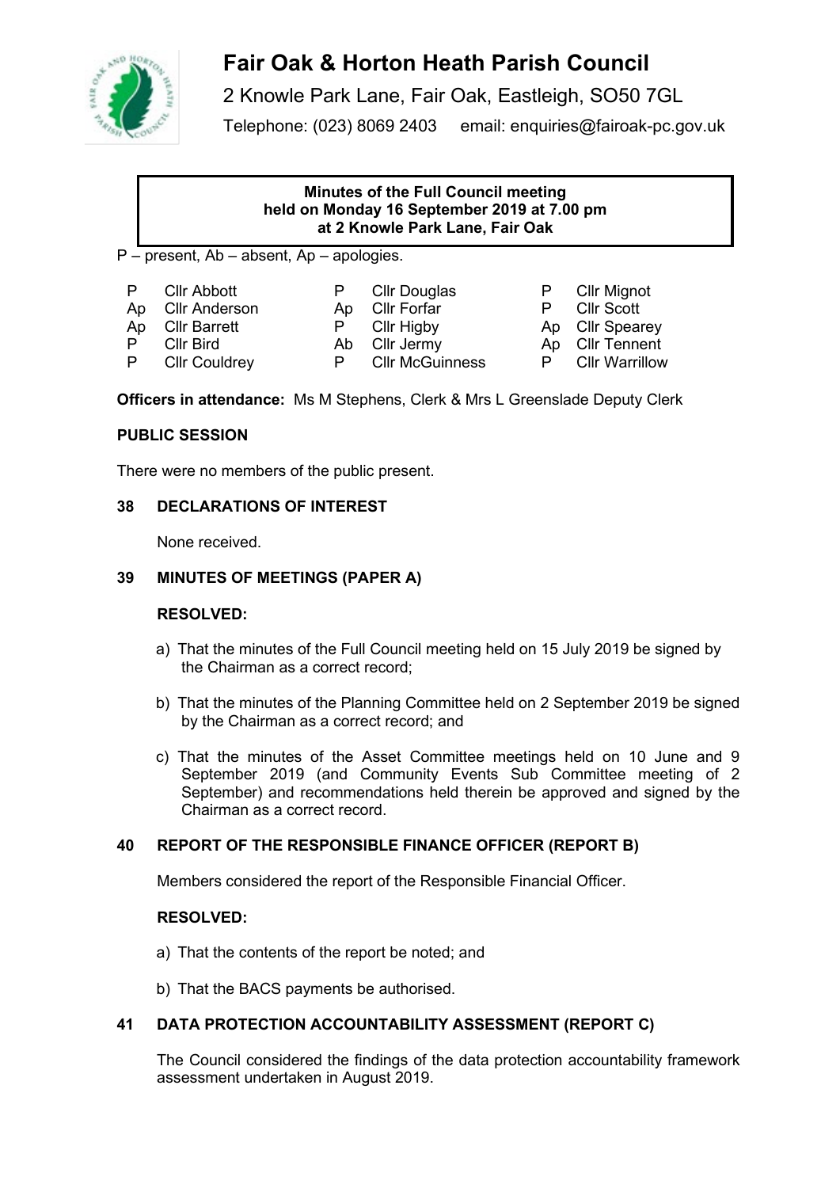# Fair Oak & Horton Heath Parish Council

2 Knowle Park Lane, Fair Oak, Eastleigh, SO50 7GL

Telephone: (023) 8069 2403 email: enquiries@fairoak-pc.gov.uk

**Minutes of the Full Council meeting held on Monday 16 September 2019 at 7.00 pm at 2 Knowle Park Lane, Fair Oak**

P – present, Ab – absent, Ap – apologies.

| | | | | | |
|---|---|---|---|---|---|
| P | Cllr Abbott | P | Cllr Douglas | P | Cllr Mignot |
| Ap | Cllr Anderson | Ap | Cllr Forfar | P | Cllr Scott |
| Ap | Cllr Barrett | P | Cllr Higby | Ap | Cllr Spearey |
| P | Cllr Bird | Ab | Cllr Jermy | Ap | Cllr Tennent |
| P | Cllr Couldrey | P | Cllr McGuinness | P | Cllr Warrillow |

**Officers in attendance:** Ms M Stephens, Clerk & Mrs L Greenslade Deputy Clerk

**PUBLIC SESSION**

There were no members of the public present.

**38 DECLARATIONS OF INTEREST**

None received.

**39 MINUTES OF MEETINGS (PAPER A)**

**RESOLVED:**

a) That the minutes of the Full Council meeting held on 15 July 2019 be signed by the Chairman as a correct record;

b) That the minutes of the Planning Committee held on 2 September 2019 be signed by the Chairman as a correct record; and

c) That the minutes of the Asset Committee meetings held on 10 June and 9 September 2019 (and Community Events Sub Committee meeting of 2 September) and recommendations held therein be approved and signed by the Chairman as a correct record.

**40 REPORT OF THE RESPONSIBLE FINANCE OFFICER (REPORT B)**

Members considered the report of the Responsible Financial Officer.

**RESOLVED:**

a) That the contents of the report be noted; and

b) That the BACS payments be authorised.

**41 DATA PROTECTION ACCOUNTABILITY ASSESSMENT (REPORT C)**

The Council considered the findings of the data protection accountability framework assessment undertaken in August 2019.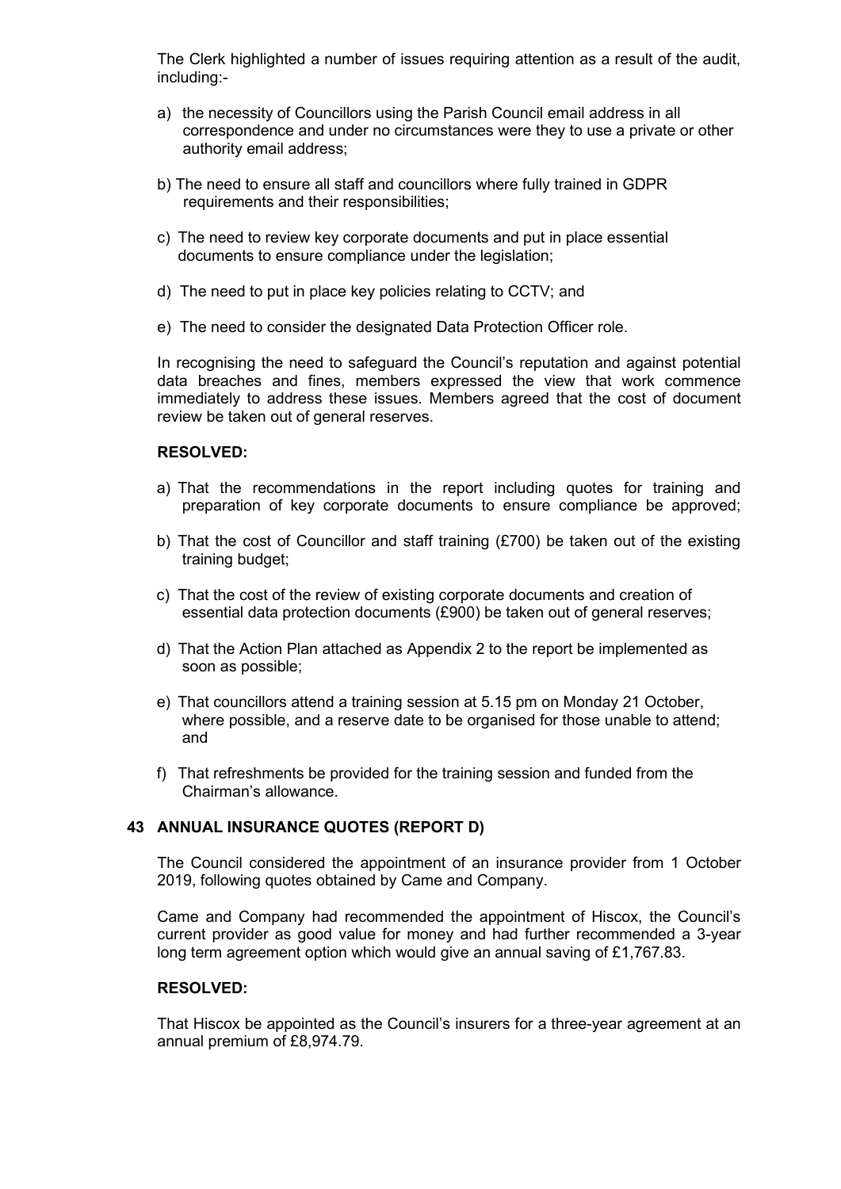The Clerk highlighted a number of issues requiring attention as a result of the audit, including:-

a) the necessity of Councillors using the Parish Council email address in all correspondence and under no circumstances were they to use a private or other authority email address;

b) The need to ensure all staff and councillors where fully trained in GDPR requirements and their responsibilities;

c) The need to review key corporate documents and put in place essential documents to ensure compliance under the legislation;

d) The need to put in place key policies relating to CCTV; and

e) The need to consider the designated Data Protection Officer role.

In recognising the need to safeguard the Council's reputation and against potential data breaches and fines, members expressed the view that work commence immediately to address these issues. Members agreed that the cost of document review be taken out of general reserves.

**RESOLVED:**

a) That the recommendations in the report including quotes for training and preparation of key corporate documents to ensure compliance be approved;

b) That the cost of Councillor and staff training (£700) be taken out of the existing training budget;

c) That the cost of the review of existing corporate documents and creation of essential data protection documents (£900) be taken out of general reserves;

d) That the Action Plan attached as Appendix 2 to the report be implemented as soon as possible;

e) That councillors attend a training session at 5.15 pm on Monday 21 October, where possible, and a reserve date to be organised for those unable to attend; and

f) That refreshments be provided for the training session and funded from the Chairman's allowance.

### 43 ANNUAL INSURANCE QUOTES (REPORT D)

The Council considered the appointment of an insurance provider from 1 October 2019, following quotes obtained by Came and Company.

Came and Company had recommended the appointment of Hiscox, the Council's current provider as good value for money and had further recommended a 3-year long term agreement option which would give an annual saving of £1,767.83.

**RESOLVED:**

That Hiscox be appointed as the Council's insurers for a three-year agreement at an annual premium of £8,974.79.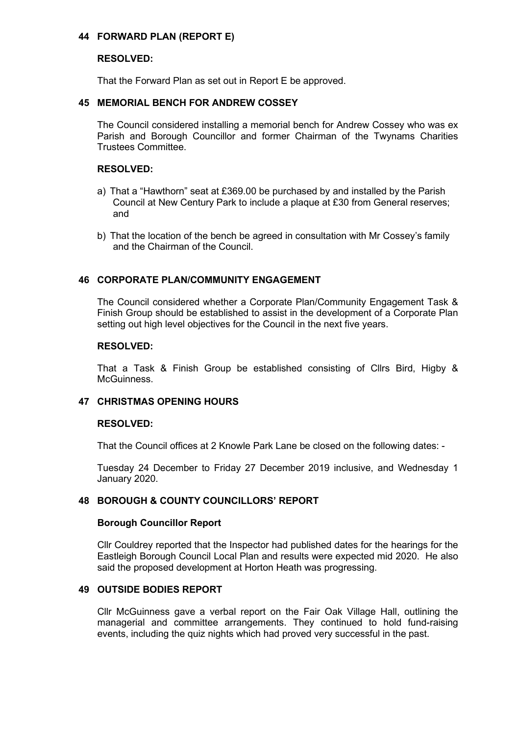## 44 FORWARD PLAN (REPORT E)

**RESOLVED:**

That the Forward Plan as set out in Report E be approved.

## 45 MEMORIAL BENCH FOR ANDREW COSSEY

The Council considered installing a memorial bench for Andrew Cossey who was ex Parish and Borough Councillor and former Chairman of the Twynams Charities Trustees Committee.

**RESOLVED:**

a) That a "Hawthorn" seat at £369.00 be purchased by and installed by the Parish Council at New Century Park to include a plaque at £30 from General reserves; and

b) That the location of the bench be agreed in consultation with Mr Cossey's family and the Chairman of the Council.

## 46 CORPORATE PLAN/COMMUNITY ENGAGEMENT

The Council considered whether a Corporate Plan/Community Engagement Task & Finish Group should be established to assist in the development of a Corporate Plan setting out high level objectives for the Council in the next five years.

**RESOLVED:**

That a Task & Finish Group be established consisting of Cllrs Bird, Higby & McGuinness.

## 47 CHRISTMAS OPENING HOURS

**RESOLVED:**

That the Council offices at 2 Knowle Park Lane be closed on the following dates: -

Tuesday 24 December to Friday 27 December 2019 inclusive, and Wednesday 1 January 2020.

## 48 BOROUGH & COUNTY COUNCILLORS' REPORT

**Borough Councillor Report**

Cllr Couldrey reported that the Inspector had published dates for the hearings for the Eastleigh Borough Council Local Plan and results were expected mid 2020. He also said the proposed development at Horton Heath was progressing.

## 49 OUTSIDE BODIES REPORT

Cllr McGuinness gave a verbal report on the Fair Oak Village Hall, outlining the managerial and committee arrangements. They continued to hold fund-raising events, including the quiz nights which had proved very successful in the past.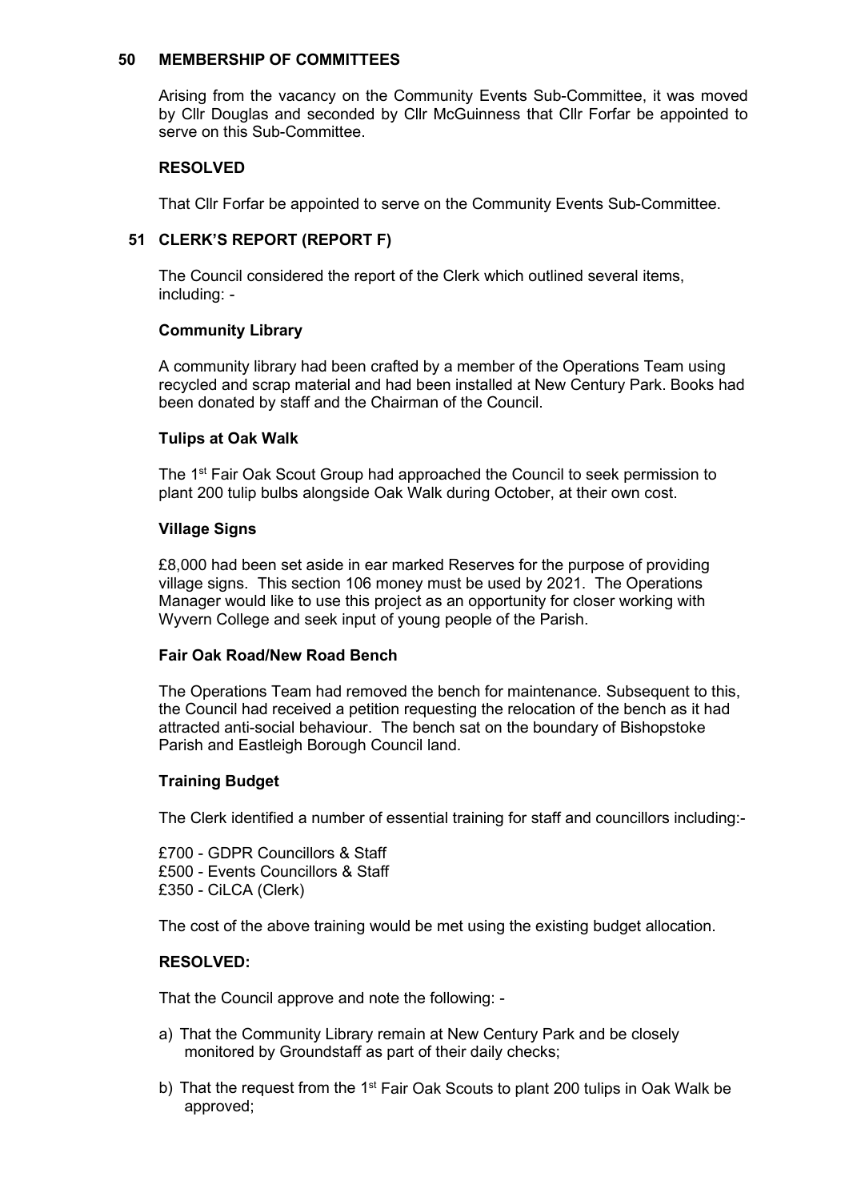## 50 MEMBERSHIP OF COMMITTEES

Arising from the vacancy on the Community Events Sub-Committee, it was moved by Cllr Douglas and seconded by Cllr McGuinness that Cllr Forfar be appointed to serve on this Sub-Committee.

**RESOLVED**

That Cllr Forfar be appointed to serve on the Community Events Sub-Committee.

## 51 CLERK'S REPORT (REPORT F)

The Council considered the report of the Clerk which outlined several items, including: -

**Community Library**

A community library had been crafted by a member of the Operations Team using recycled and scrap material and had been installed at New Century Park. Books had been donated by staff and the Chairman of the Council.

**Tulips at Oak Walk**

The 1st Fair Oak Scout Group had approached the Council to seek permission to plant 200 tulip bulbs alongside Oak Walk during October, at their own cost.

**Village Signs**

£8,000 had been set aside in ear marked Reserves for the purpose of providing village signs. This section 106 money must be used by 2021. The Operations Manager would like to use this project as an opportunity for closer working with Wyvern College and seek input of young people of the Parish.

**Fair Oak Road/New Road Bench**

The Operations Team had removed the bench for maintenance. Subsequent to this, the Council had received a petition requesting the relocation of the bench as it had attracted anti-social behaviour. The bench sat on the boundary of Bishopstoke Parish and Eastleigh Borough Council land.

**Training Budget**

The Clerk identified a number of essential training for staff and councillors including:-

£700 - GDPR Councillors & Staff
£500 - Events Councillors & Staff
£350 - CiLCA (Clerk)

The cost of the above training would be met using the existing budget allocation.

**RESOLVED:**

That the Council approve and note the following: -

a) That the Community Library remain at New Century Park and be closely monitored by Groundstaff as part of their daily checks;

b) That the request from the 1st Fair Oak Scouts to plant 200 tulips in Oak Walk be approved;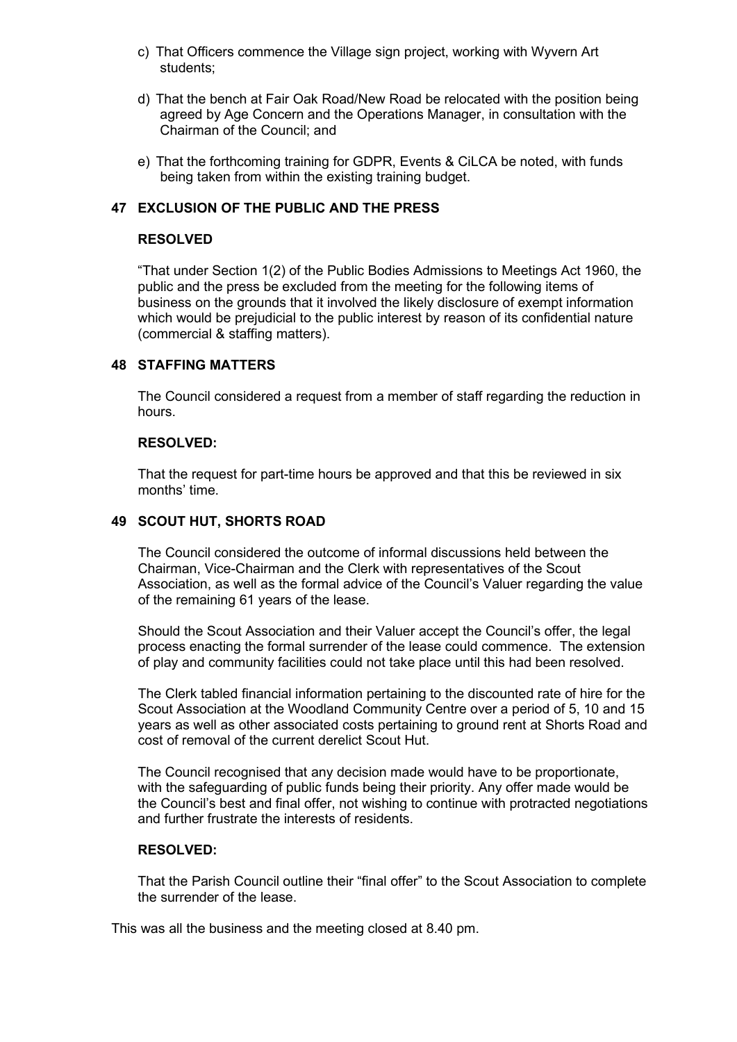c) That Officers commence the Village sign project, working with Wyvern Art students;

d) That the bench at Fair Oak Road/New Road be relocated with the position being agreed by Age Concern and the Operations Manager, in consultation with the Chairman of the Council; and

e) That the forthcoming training for GDPR, Events & CiLCA be noted, with funds being taken from within the existing training budget.

## 47 EXCLUSION OF THE PUBLIC AND THE PRESS

**RESOLVED**

"That under Section 1(2) of the Public Bodies Admissions to Meetings Act 1960, the public and the press be excluded from the meeting for the following items of business on the grounds that it involved the likely disclosure of exempt information which would be prejudicial to the public interest by reason of its confidential nature (commercial & staffing matters).

## 48 STAFFING MATTERS

The Council considered a request from a member of staff regarding the reduction in hours.

**RESOLVED:**

That the request for part-time hours be approved and that this be reviewed in six months' time.

## 49 SCOUT HUT, SHORTS ROAD

The Council considered the outcome of informal discussions held between the Chairman, Vice-Chairman and the Clerk with representatives of the Scout Association, as well as the formal advice of the Council's Valuer regarding the value of the remaining 61 years of the lease.

Should the Scout Association and their Valuer accept the Council's offer, the legal process enacting the formal surrender of the lease could commence. The extension of play and community facilities could not take place until this had been resolved.

The Clerk tabled financial information pertaining to the discounted rate of hire for the Scout Association at the Woodland Community Centre over a period of 5, 10 and 15 years as well as other associated costs pertaining to ground rent at Shorts Road and cost of removal of the current derelict Scout Hut.

The Council recognised that any decision made would have to be proportionate, with the safeguarding of public funds being their priority. Any offer made would be the Council's best and final offer, not wishing to continue with protracted negotiations and further frustrate the interests of residents.

**RESOLVED:**

That the Parish Council outline their "final offer" to the Scout Association to complete the surrender of the lease.

This was all the business and the meeting closed at 8.40 pm.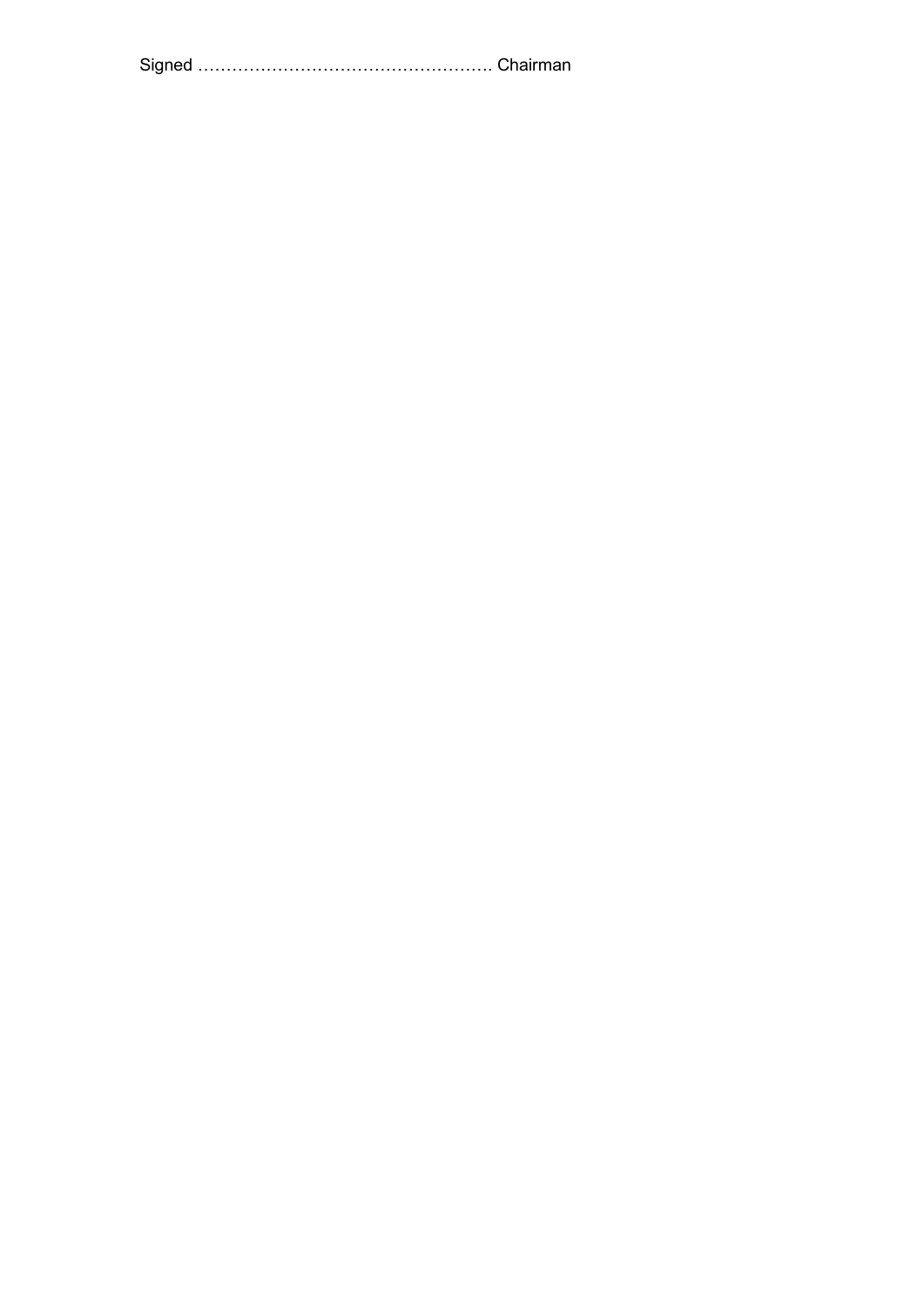Signed ……………………………………………. Chairman